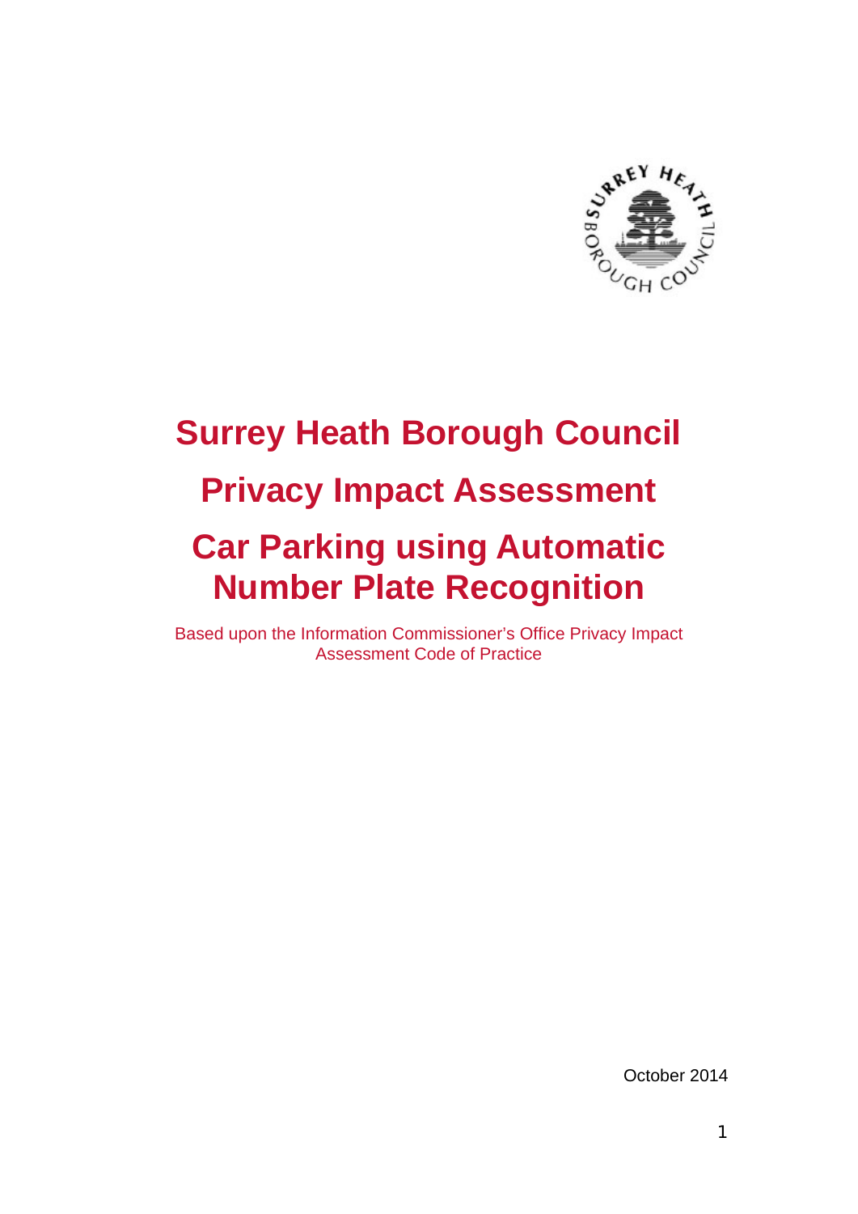# Surrey Heath Borough Council

# Privacy Impact Assessment

# Car Parking using Automatic Number Plate Recognition

Based upon the Information Commissioner's Office Privacy Impact Assessment Code of Practice

October 2014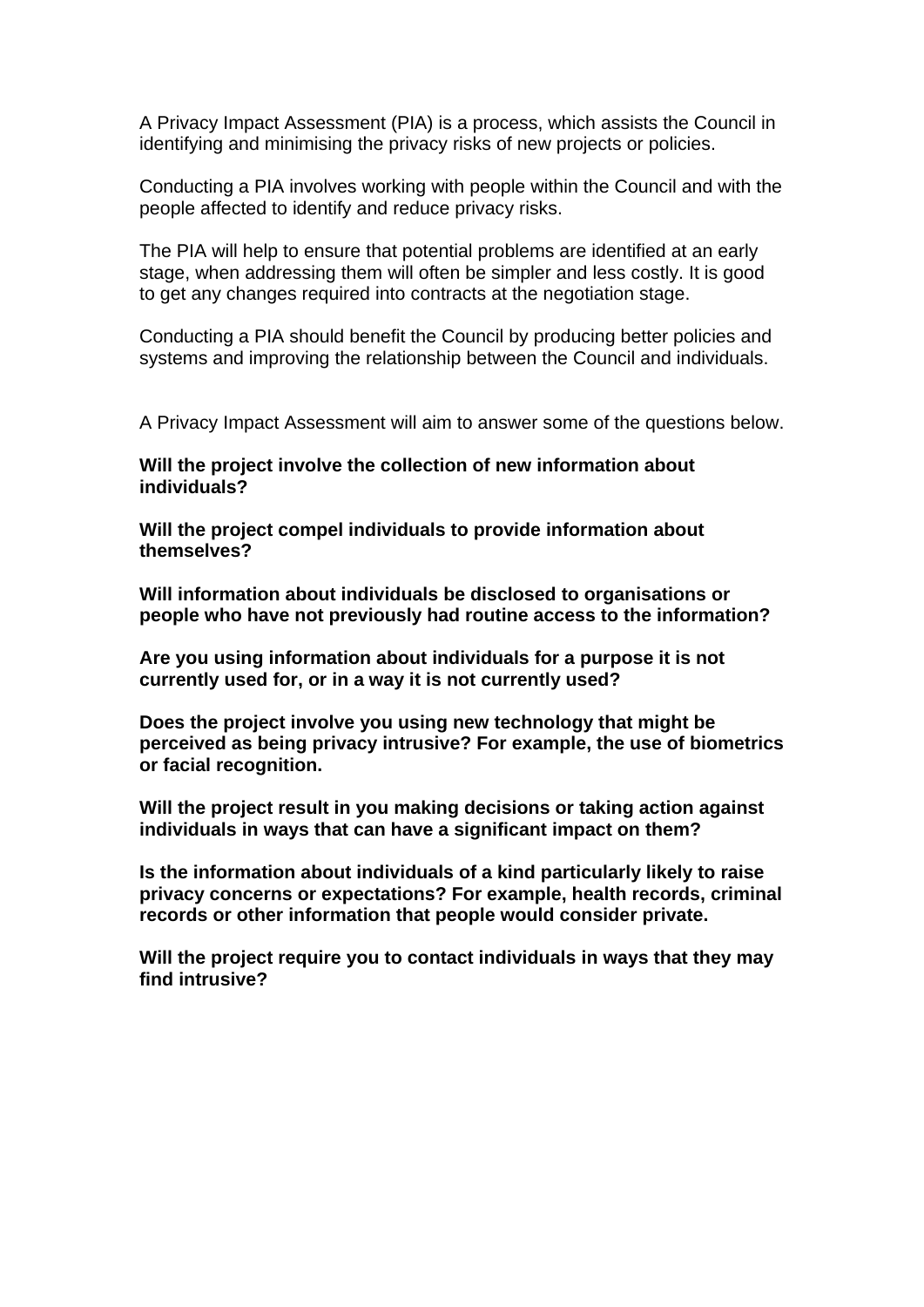A Privacy Impact Assessment (PIA) is a process, which assists the Council in identifying and minimising the privacy risks of new projects or policies.

Conducting a PIA involves working with people within the Council and with the people affected to identify and reduce privacy risks.

The PIA will help to ensure that potential problems are identified at an early stage, when addressing them will often be simpler and less costly. It is good to get any changes required into contracts at the negotiation stage.

Conducting a PIA should benefit the Council by producing better policies and systems and improving the relationship between the Council and individuals.

A Privacy Impact Assessment will aim to answer some of the questions below.

**Will the project involve the collection of new information about individuals?**

**Will the project compel individuals to provide information about themselves?**

**Will information about individuals be disclosed to organisations or people who have not previously had routine access to the information?**

**Are you using information about individuals for a purpose it is not currently used for, or in a way it is not currently used?**

**Does the project involve you using new technology that might be perceived as being privacy intrusive? For example, the use of biometrics or facial recognition.**

**Will the project result in you making decisions or taking action against individuals in ways that can have a significant impact on them?**

**Is the information about individuals of a kind particularly likely to raise privacy concerns or expectations? For example, health records, criminal records or other information that people would consider private.**

**Will the project require you to contact individuals in ways that they may find intrusive?**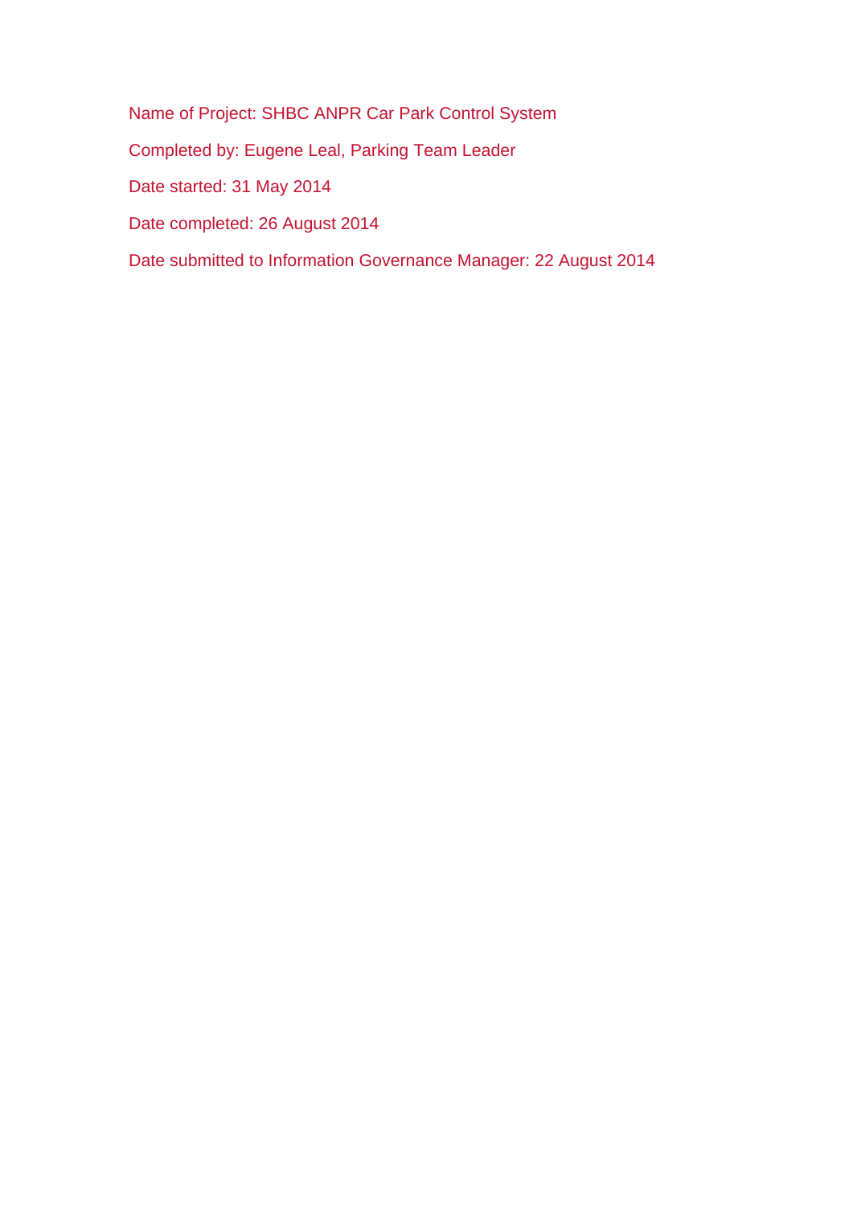Name of Project: SHBC ANPR Car Park Control System

Completed by: Eugene Leal, Parking Team Leader

Date started: 31 May 2014

Date completed: 26 August 2014

Date submitted to Information Governance Manager: 22 August 2014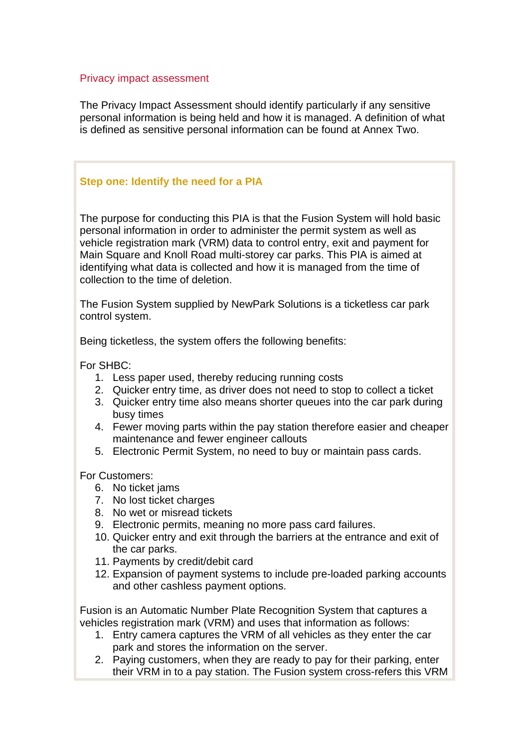## Privacy impact assessment

The Privacy Impact Assessment should identify particularly if any sensitive personal information is being held and how it is managed. A definition of what is defined as sensitive personal information can be found at Annex Two.

### Step one: Identify the need for a PIA

The purpose for conducting this PIA is that the Fusion System will hold basic personal information in order to administer the permit system as well as vehicle registration mark (VRM) data to control entry, exit and payment for Main Square and Knoll Road multi-storey car parks. This PIA is aimed at identifying what data is collected and how it is managed from the time of collection to the time of deletion.

The Fusion System supplied by NewPark Solutions is a ticketless car park control system.

Being ticketless, the system offers the following benefits:

For SHBC:

1. Less paper used, thereby reducing running costs
2. Quicker entry time, as driver does not need to stop to collect a ticket
3. Quicker entry time also means shorter queues into the car park during busy times
4. Fewer moving parts within the pay station therefore easier and cheaper maintenance and fewer engineer callouts
5. Electronic Permit System, no need to buy or maintain pass cards.

For Customers:

6. No ticket jams
7. No lost ticket charges
8. No wet or misread tickets
9. Electronic permits, meaning no more pass card failures.
10. Quicker entry and exit through the barriers at the entrance and exit of the car parks.
11. Payments by credit/debit card
12. Expansion of payment systems to include pre-loaded parking accounts and other cashless payment options.

Fusion is an Automatic Number Plate Recognition System that captures a vehicles registration mark (VRM) and uses that information as follows:

1. Entry camera captures the VRM of all vehicles as they enter the car park and stores the information on the server.
2. Paying customers, when they are ready to pay for their parking, enter their VRM in to a pay station. The Fusion system cross-refers this VRM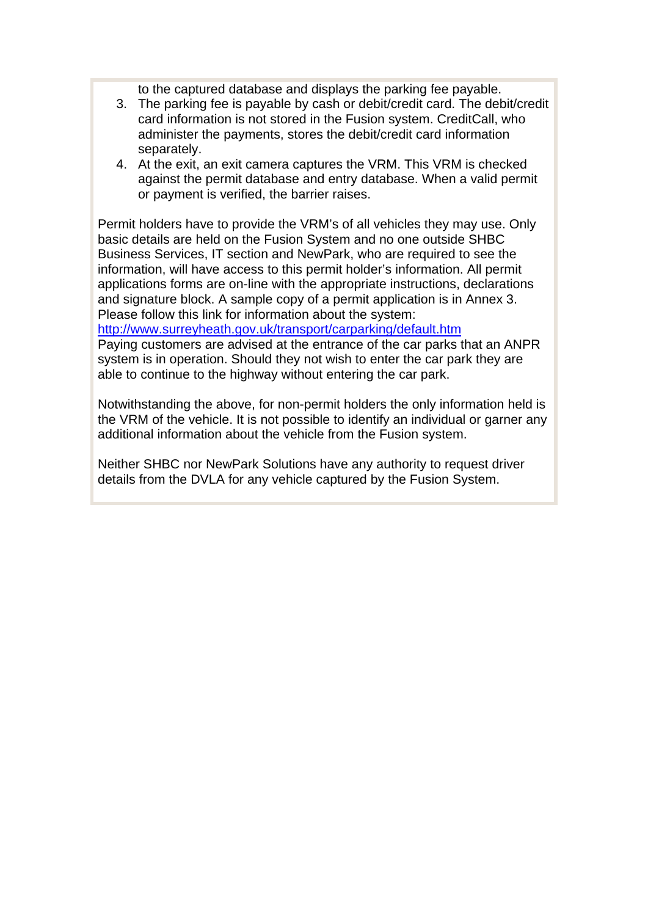to the captured database and displays the parking fee payable.

3. The parking fee is payable by cash or debit/credit card. The debit/credit card information is not stored in the Fusion system. CreditCall, who administer the payments, stores the debit/credit card information separately.
4. At the exit, an exit camera captures the VRM. This VRM is checked against the permit database and entry database. When a valid permit or payment is verified, the barrier raises.

Permit holders have to provide the VRM's of all vehicles they may use. Only basic details are held on the Fusion System and no one outside SHBC Business Services, IT section and NewPark, who are required to see the information, will have access to this permit holder's information. All permit applications forms are on-line with the appropriate instructions, declarations and signature block. A sample copy of a permit application is in Annex 3. Please follow this link for information about the system:
http://www.surreyheath.gov.uk/transport/carparking/default.htm
Paying customers are advised at the entrance of the car parks that an ANPR system is in operation. Should they not wish to enter the car park they are able to continue to the highway without entering the car park.

Notwithstanding the above, for non-permit holders the only information held is the VRM of the vehicle. It is not possible to identify an individual or garner any additional information about the vehicle from the Fusion system.

Neither SHBC nor NewPark Solutions have any authority to request driver details from the DVLA for any vehicle captured by the Fusion System.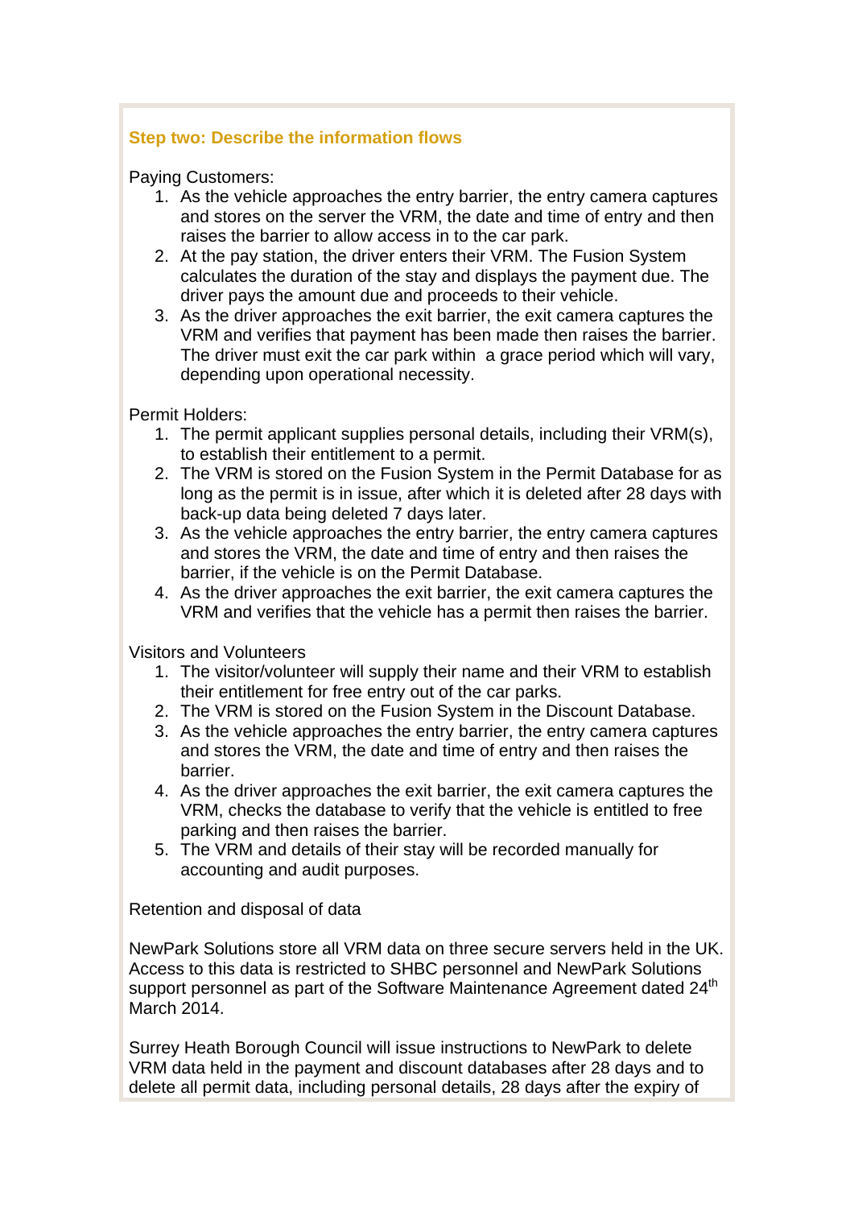### Step two: Describe the information flows

Paying Customers:

1. As the vehicle approaches the entry barrier, the entry camera captures and stores on the server the VRM, the date and time of entry and then raises the barrier to allow access in to the car park.
2. At the pay station, the driver enters their VRM. The Fusion System calculates the duration of the stay and displays the payment due. The driver pays the amount due and proceeds to their vehicle.
3. As the driver approaches the exit barrier, the exit camera captures the VRM and verifies that payment has been made then raises the barrier. The driver must exit the car park within a grace period which will vary, depending upon operational necessity.

Permit Holders:

1. The permit applicant supplies personal details, including their VRM(s), to establish their entitlement to a permit.
2. The VRM is stored on the Fusion System in the Permit Database for as long as the permit is in issue, after which it is deleted after 28 days with back-up data being deleted 7 days later.
3. As the vehicle approaches the entry barrier, the entry camera captures and stores the VRM, the date and time of entry and then raises the barrier, if the vehicle is on the Permit Database.
4. As the driver approaches the exit barrier, the exit camera captures the VRM and verifies that the vehicle has a permit then raises the barrier.

Visitors and Volunteers

1. The visitor/volunteer will supply their name and their VRM to establish their entitlement for free entry out of the car parks.
2. The VRM is stored on the Fusion System in the Discount Database.
3. As the vehicle approaches the entry barrier, the entry camera captures and stores the VRM, the date and time of entry and then raises the barrier.
4. As the driver approaches the exit barrier, the exit camera captures the VRM, checks the database to verify that the vehicle is entitled to free parking and then raises the barrier.
5. The VRM and details of their stay will be recorded manually for accounting and audit purposes.

Retention and disposal of data

NewPark Solutions store all VRM data on three secure servers held in the UK. Access to this data is restricted to SHBC personnel and NewPark Solutions support personnel as part of the Software Maintenance Agreement dated 24th March 2014.

Surrey Heath Borough Council will issue instructions to NewPark to delete VRM data held in the payment and discount databases after 28 days and to delete all permit data, including personal details, 28 days after the expiry of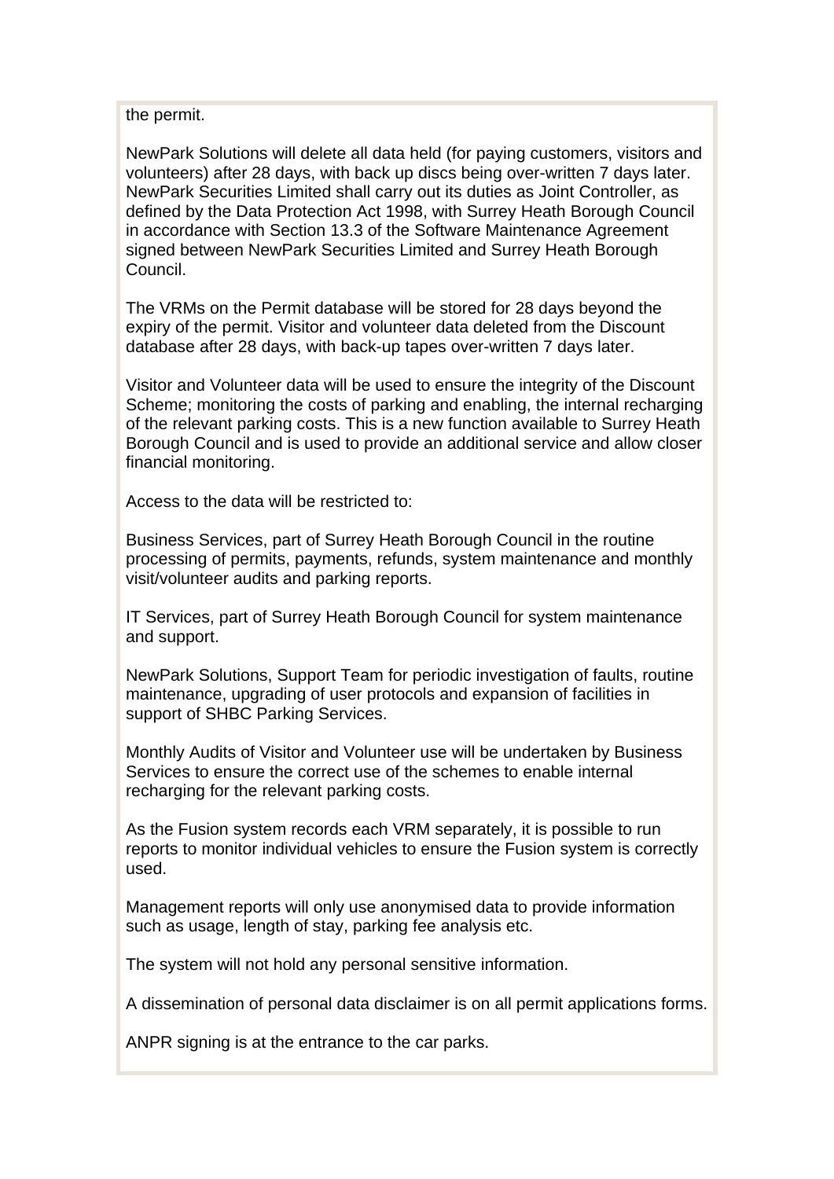the permit.

NewPark Solutions will delete all data held (for paying customers, visitors and volunteers) after 28 days, with back up discs being over-written 7 days later. NewPark Securities Limited shall carry out its duties as Joint Controller, as defined by the Data Protection Act 1998, with Surrey Heath Borough Council in accordance with Section 13.3 of the Software Maintenance Agreement signed between NewPark Securities Limited and Surrey Heath Borough Council.

The VRMs on the Permit database will be stored for 28 days beyond the expiry of the permit. Visitor and volunteer data deleted from the Discount database after 28 days, with back-up tapes over-written 7 days later.

Visitor and Volunteer data will be used to ensure the integrity of the Discount Scheme; monitoring the costs of parking and enabling, the internal recharging of the relevant parking costs. This is a new function available to Surrey Heath Borough Council and is used to provide an additional service and allow closer financial monitoring.

Access to the data will be restricted to:

Business Services, part of Surrey Heath Borough Council in the routine processing of permits, payments, refunds, system maintenance and monthly visit/volunteer audits and parking reports.

IT Services, part of Surrey Heath Borough Council for system maintenance and support.

NewPark Solutions, Support Team for periodic investigation of faults, routine maintenance, upgrading of user protocols and expansion of facilities in support of SHBC Parking Services.

Monthly Audits of Visitor and Volunteer use will be undertaken by Business Services to ensure the correct use of the schemes to enable internal recharging for the relevant parking costs.

As the Fusion system records each VRM separately, it is possible to run reports to monitor individual vehicles to ensure the Fusion system is correctly used.

Management reports will only use anonymised data to provide information such as usage, length of stay, parking fee analysis etc.

The system will not hold any personal sensitive information.

A dissemination of personal data disclaimer is on all permit applications forms.

ANPR signing is at the entrance to the car parks.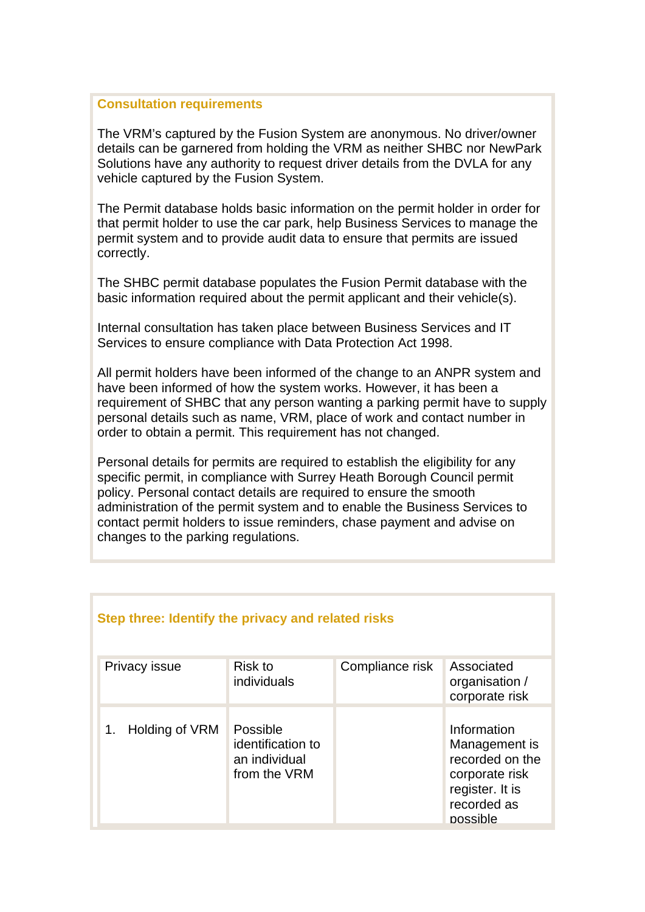## Consultation requirements

The VRM's captured by the Fusion System are anonymous. No driver/owner details can be garnered from holding the VRM as neither SHBC nor NewPark Solutions have any authority to request driver details from the DVLA for any vehicle captured by the Fusion System.

The Permit database holds basic information on the permit holder in order for that permit holder to use the car park, help Business Services to manage the permit system and to provide audit data to ensure that permits are issued correctly.

The SHBC permit database populates the Fusion Permit database with the basic information required about the permit applicant and their vehicle(s).

Internal consultation has taken place between Business Services and IT Services to ensure compliance with Data Protection Act 1998.

All permit holders have been informed of the change to an ANPR system and have been informed of how the system works. However, it has been a requirement of SHBC that any person wanting a parking permit have to supply personal details such as name, VRM, place of work and contact number in order to obtain a permit. This requirement has not changed.

Personal details for permits are required to establish the eligibility for any specific permit, in compliance with Surrey Heath Borough Council permit policy. Personal contact details are required to ensure the smooth administration of the permit system and to enable the Business Services to contact permit holders to issue reminders, chase payment and advise on changes to the parking regulations.

## Step three: Identify the privacy and related risks

| Privacy issue | Risk to individuals | Compliance risk | Associated organisation / corporate risk |
|---|---|---|---|
| 1. Holding of VRM | Possible identification to an individual from the VRM | | Information Management is recorded on the corporate risk register. It is recorded as possible |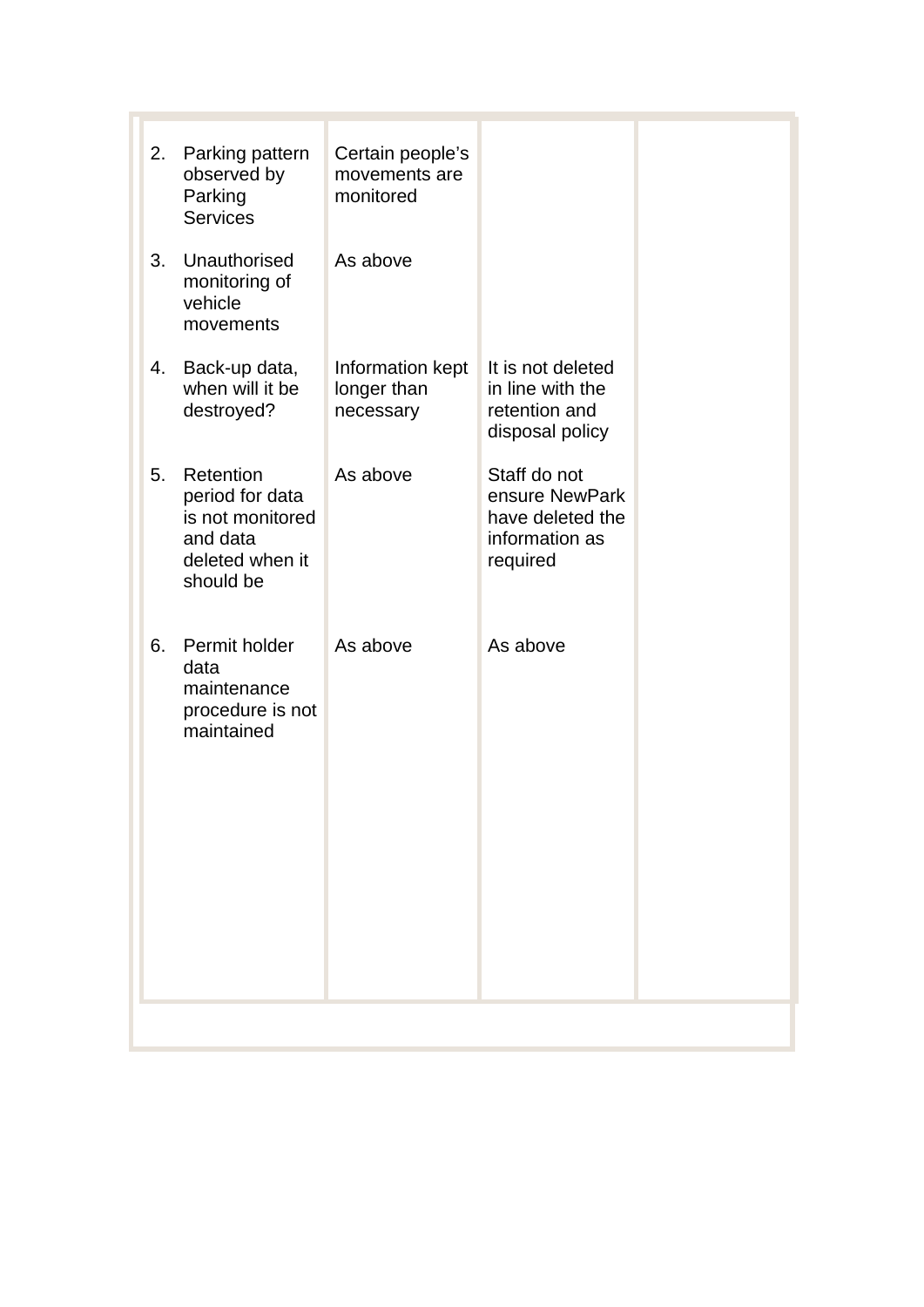|  |  |  |  |
|---|---|---|---|
| 2. Parking pattern observed by Parking Services | Certain people's movements are monitored | | |
| 3. Unauthorised monitoring of vehicle movements | As above | | |
| 4. Back-up data, when will it be destroyed? | Information kept longer than necessary | It is not deleted in line with the retention and disposal policy | |
| 5. Retention period for data is not monitored and data deleted when it should be | As above | Staff do not ensure NewPark have deleted the information as required | |
| 6. Permit holder data maintenance procedure is not maintained | As above | As above | |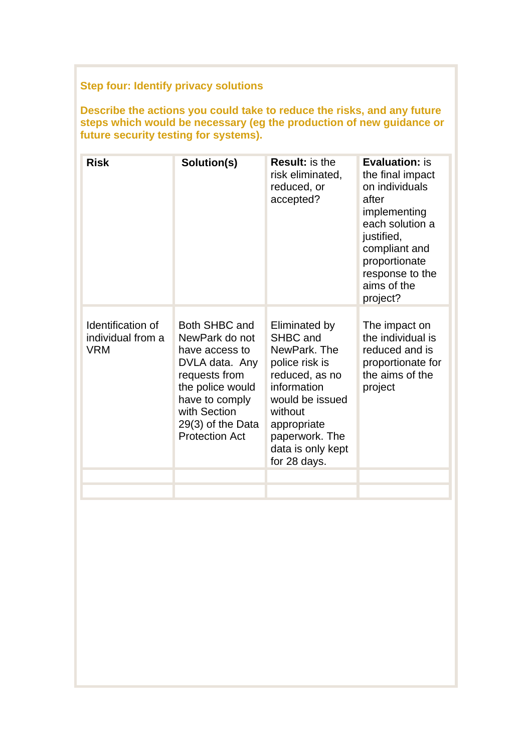**Step four: Identify privacy solutions**

**Describe the actions you could take to reduce the risks, and any future steps which would be necessary (eg the production of new guidance or future security testing for systems).**

| **Risk** | **Solution(s)** | **Result:** is the risk eliminated, reduced, or accepted? | **Evaluation:** is the final impact on individuals after implementing each solution a justified, compliant and proportionate response to the aims of the project? |
|---|---|---|---|
| Identification of individual from a VRM | Both SHBC and NewPark do not have access to DVLA data. Any requests from the police would have to comply with Section 29(3) of the Data Protection Act | Eliminated by SHBC and NewPark. The police risk is reduced, as no information would be issued without appropriate paperwork. The data is only kept for 28 days. | The impact on the individual is reduced and is proportionate for the aims of the project |
| | | | |
| | | | |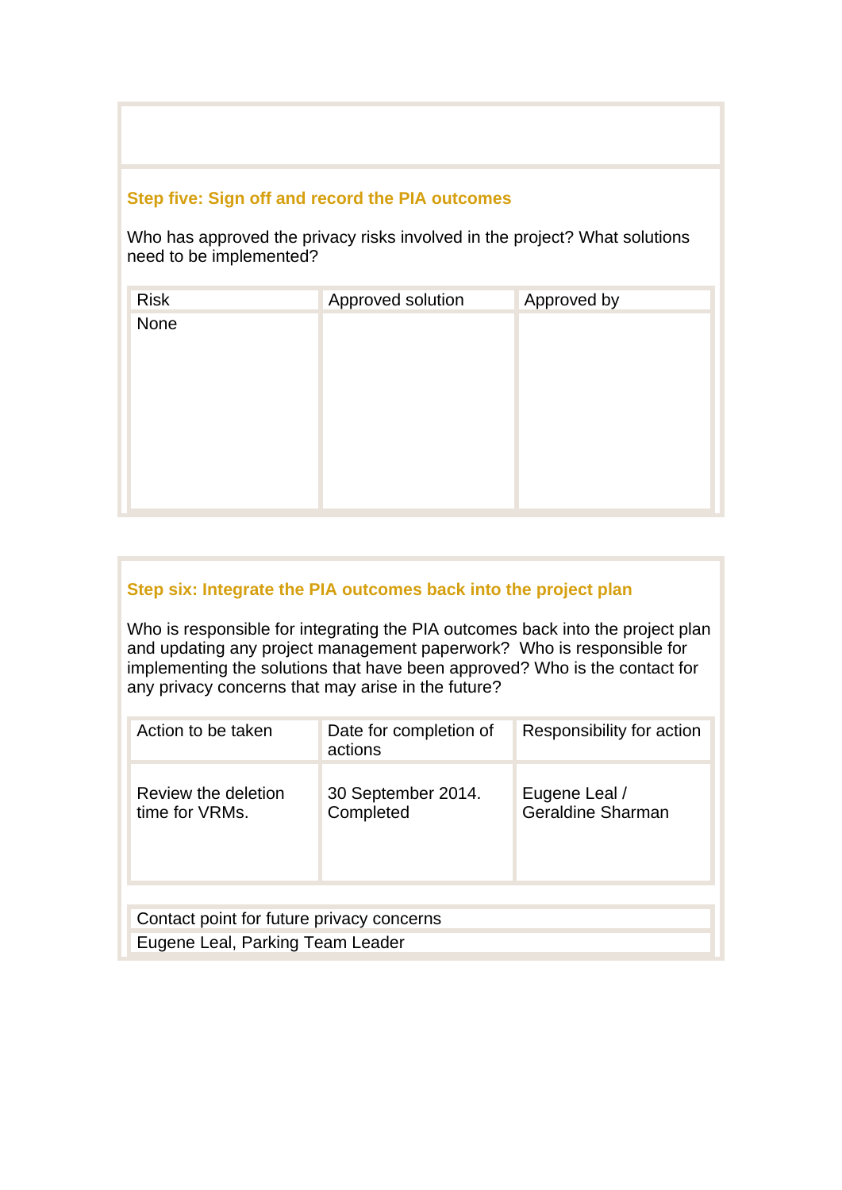### Step five: Sign off and record the PIA outcomes

Who has approved the privacy risks involved in the project? What solutions need to be implemented?

| Risk | Approved solution | Approved by |
|---|---|---|
| None | | |

### Step six: Integrate the PIA outcomes back into the project plan

Who is responsible for integrating the PIA outcomes back into the project plan and updating any project management paperwork? Who is responsible for implementing the solutions that have been approved? Who is the contact for any privacy concerns that may arise in the future?

| Action to be taken | Date for completion of actions | Responsibility for action |
|---|---|---|
| Review the deletion time for VRMs. | 30 September 2014. Completed | Eugene Leal / Geraldine Sharman |

| Contact point for future privacy concerns |
|---|
| Eugene Leal, Parking Team Leader |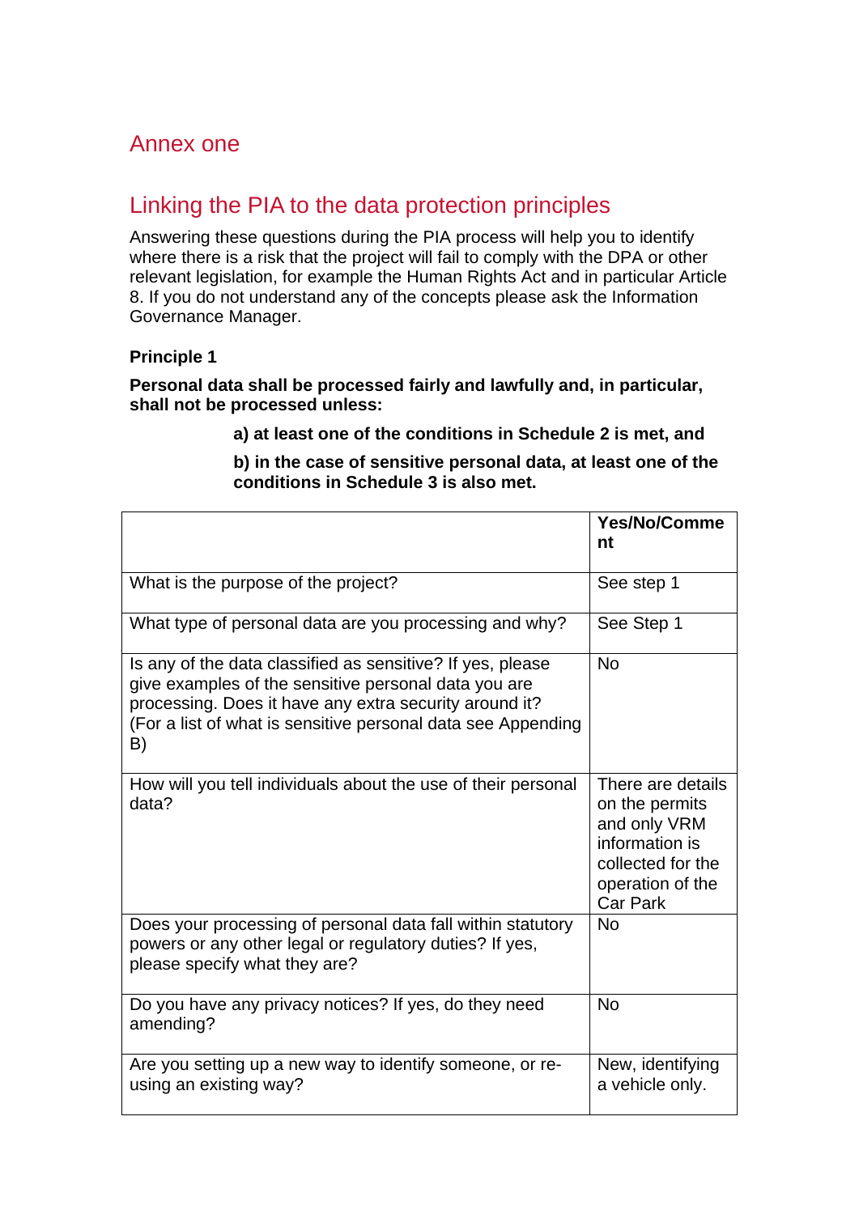## Annex one

## Linking the PIA to the data protection principles

Answering these questions during the PIA process will help you to identify where there is a risk that the project will fail to comply with the DPA or other relevant legislation, for example the Human Rights Act and in particular Article 8. If you do not understand any of the concepts please ask the Information Governance Manager.

**Principle 1**

**Personal data shall be processed fairly and lawfully and, in particular, shall not be processed unless:**

> **a) at least one of the conditions in Schedule 2 is met, and**
>
> **b) in the case of sensitive personal data, at least one of the conditions in Schedule 3 is also met.**

| | **Yes/No/Comment** |
|---|---|
| What is the purpose of the project? | See step 1 |
| What type of personal data are you processing and why? | See Step 1 |
| Is any of the data classified as sensitive? If yes, please give examples of the sensitive personal data you are processing. Does it have any extra security around it? (For a list of what is sensitive personal data see Appending B) | No |
| How will you tell individuals about the use of their personal data? | There are details on the permits and only VRM information is collected for the operation of the Car Park |
| Does your processing of personal data fall within statutory powers or any other legal or regulatory duties? If yes, please specify what they are? | No |
| Do you have any privacy notices? If yes, do they need amending? | No |
| Are you setting up a new way to identify someone, or re-using an existing way? | New, identifying a vehicle only. |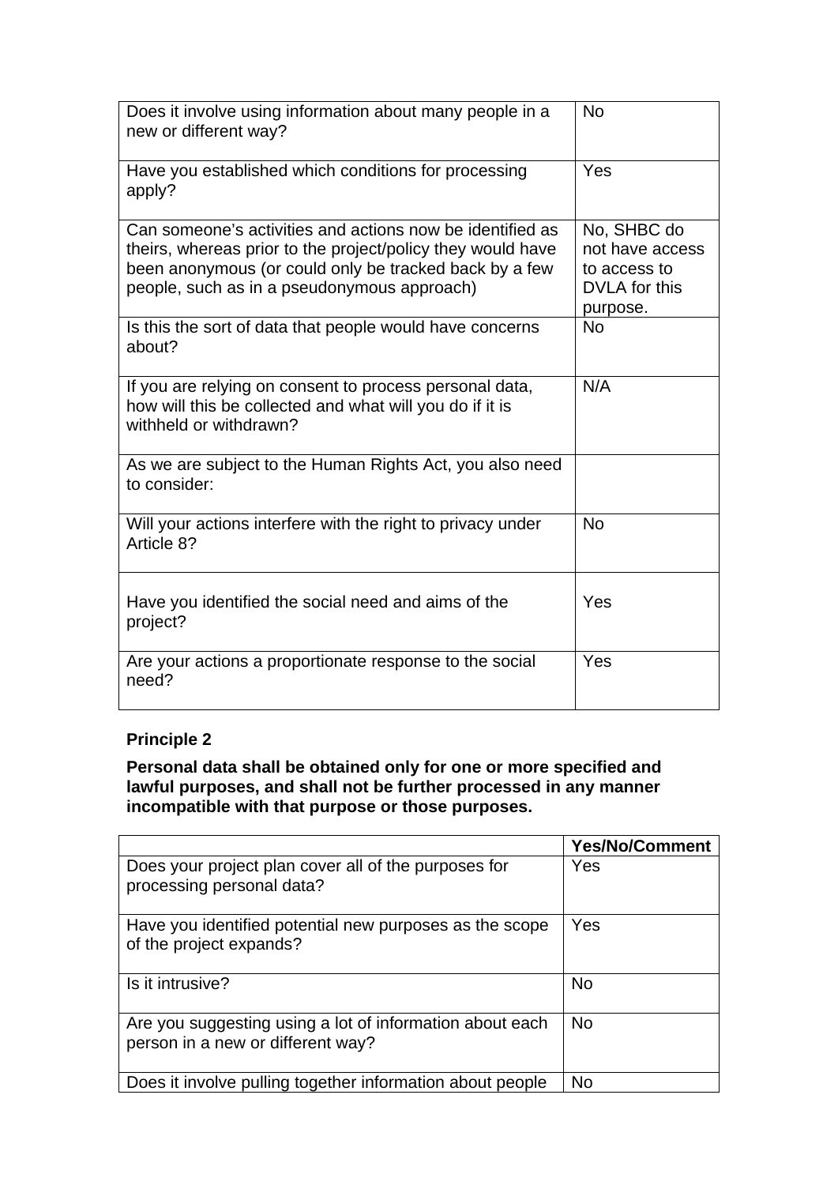| | |
|---|---|
| Does it involve using information about many people in a new or different way? | No |
| Have you established which conditions for processing apply? | Yes |
| Can someone's activities and actions now be identified as theirs, whereas prior to the project/policy they would have been anonymous (or could only be tracked back by a few people, such as in a pseudonymous approach) | No, SHBC do not have access to access to DVLA for this purpose. |
| Is this the sort of data that people would have concerns about? | No |
| If you are relying on consent to process personal data, how will this be collected and what will you do if it is withheld or withdrawn? | N/A |
| As we are subject to the Human Rights Act, you also need to consider: | |
| Will your actions interfere with the right to privacy under Article 8? | No |
| Have you identified the social need and aims of the project? | Yes |
| Are your actions a proportionate response to the social need? | Yes |

**Principle 2**

**Personal data shall be obtained only for one or more specified and lawful purposes, and shall not be further processed in any manner incompatible with that purpose or those purposes.**

| | Yes/No/Comment |
|---|---|
| Does your project plan cover all of the purposes for processing personal data? | Yes |
| Have you identified potential new purposes as the scope of the project expands? | Yes |
| Is it intrusive? | No |
| Are you suggesting using a lot of information about each person in a new or different way? | No |
| Does it involve pulling together information about people | No |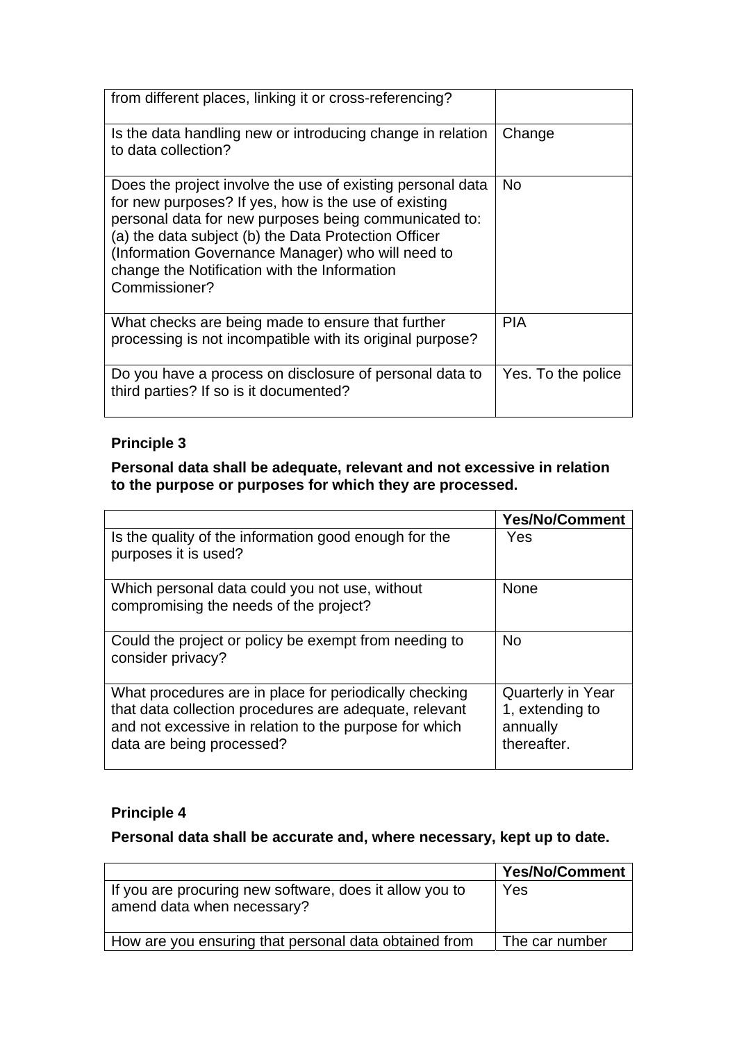| | |
|---|---|
| from different places, linking it or cross-referencing? | |
| Is the data handling new or introducing change in relation to data collection? | Change |
| Does the project involve the use of existing personal data for new purposes? If yes, how is the use of existing personal data for new purposes being communicated to: (a) the data subject (b) the Data Protection Officer (Information Governance Manager) who will need to change the Notification with the Information Commissioner? | No |
| What checks are being made to ensure that further processing is not incompatible with its original purpose? | PIA |
| Do you have a process on disclosure of personal data to third parties? If so is it documented? | Yes. To the police |

**Principle 3**

**Personal data shall be adequate, relevant and not excessive in relation to the purpose or purposes for which they are processed.**

| | Yes/No/Comment |
|---|---|
| Is the quality of the information good enough for the purposes it is used? | Yes |
| Which personal data could you not use, without compromising the needs of the project? | None |
| Could the project or policy be exempt from needing to consider privacy? | No |
| What procedures are in place for periodically checking that data collection procedures are adequate, relevant and not excessive in relation to the purpose for which data are being processed? | Quarterly in Year 1, extending to annually thereafter. |

**Principle 4**

**Personal data shall be accurate and, where necessary, kept up to date.**

| | Yes/No/Comment |
|---|---|
| If you are procuring new software, does it allow you to amend data when necessary? | Yes |
| How are you ensuring that personal data obtained from | The car number |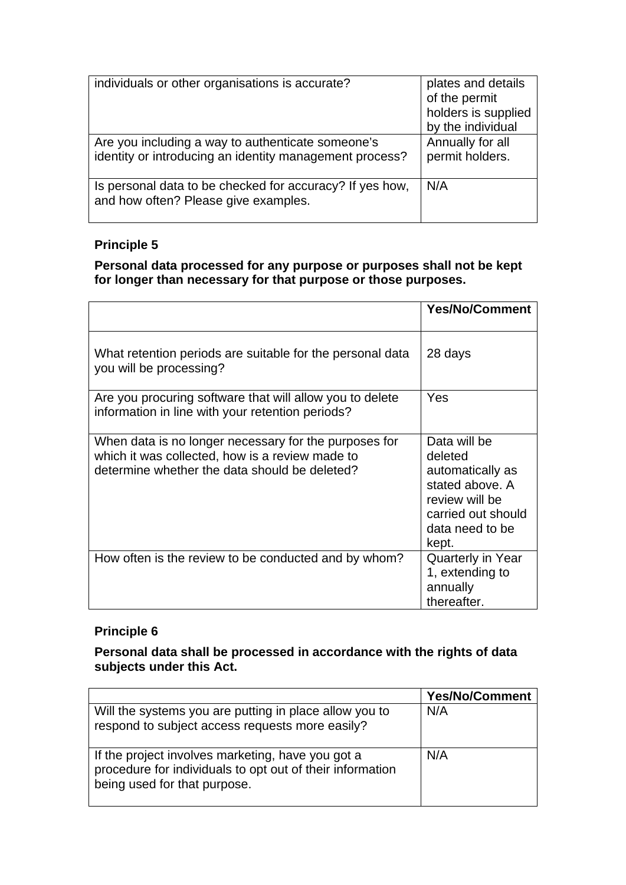| | |
|---|---|
| individuals or other organisations is accurate? | plates and details of the permit holders is supplied by the individual |
| Are you including a way to authenticate someone's identity or introducing an identity management process? | Annually for all permit holders. |
| Is personal data to be checked for accuracy? If yes how, and how often? Please give examples. | N/A |

**Principle 5**

**Personal data processed for any purpose or purposes shall not be kept for longer than necessary for that purpose or those purposes.**

| | **Yes/No/Comment** |
|---|---|
| What retention periods are suitable for the personal data you will be processing? | 28 days |
| Are you procuring software that will allow you to delete information in line with your retention periods? | Yes |
| When data is no longer necessary for the purposes for which it was collected, how is a review made to determine whether the data should be deleted? | Data will be deleted automatically as stated above. A review will be carried out should data need to be kept. |
| How often is the review to be conducted and by whom? | Quarterly in Year 1, extending to annually thereafter. |

**Principle 6**

**Personal data shall be processed in accordance with the rights of data subjects under this Act.**

| | **Yes/No/Comment** |
|---|---|
| Will the systems you are putting in place allow you to respond to subject access requests more easily? | N/A |
| If the project involves marketing, have you got a procedure for individuals to opt out of their information being used for that purpose. | N/A |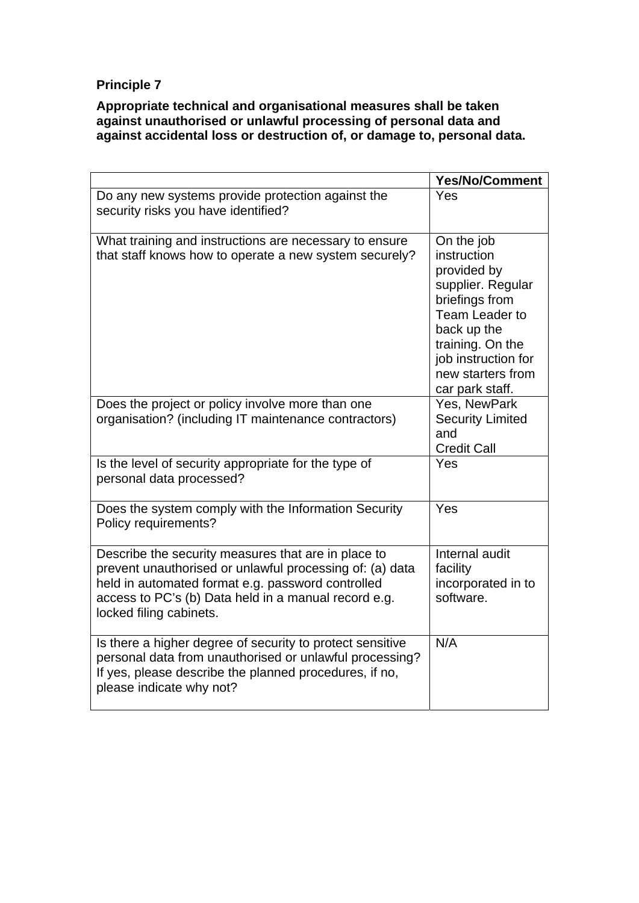**Principle 7**

**Appropriate technical and organisational measures shall be taken against unauthorised or unlawful processing of personal data and against accidental loss or destruction of, or damage to, personal data.**

| | Yes/No/Comment |
|---|---|
| Do any new systems provide protection against the security risks you have identified? | Yes |
| What training and instructions are necessary to ensure that staff knows how to operate a new system securely? | On the job instruction provided by supplier. Regular briefings from Team Leader to back up the training. On the job instruction for new starters from car park staff. |
| Does the project or policy involve more than one organisation? (including IT maintenance contractors) | Yes, NewPark Security Limited and Credit Call |
| Is the level of security appropriate for the type of personal data processed? | Yes |
| Does the system comply with the Information Security Policy requirements? | Yes |
| Describe the security measures that are in place to prevent unauthorised or unlawful processing of: (a) data held in automated format e.g. password controlled access to PC's (b) Data held in a manual record e.g. locked filing cabinets. | Internal audit facility incorporated in to software. |
| Is there a higher degree of security to protect sensitive personal data from unauthorised or unlawful processing? If yes, please describe the planned procedures, if no, please indicate why not? | N/A |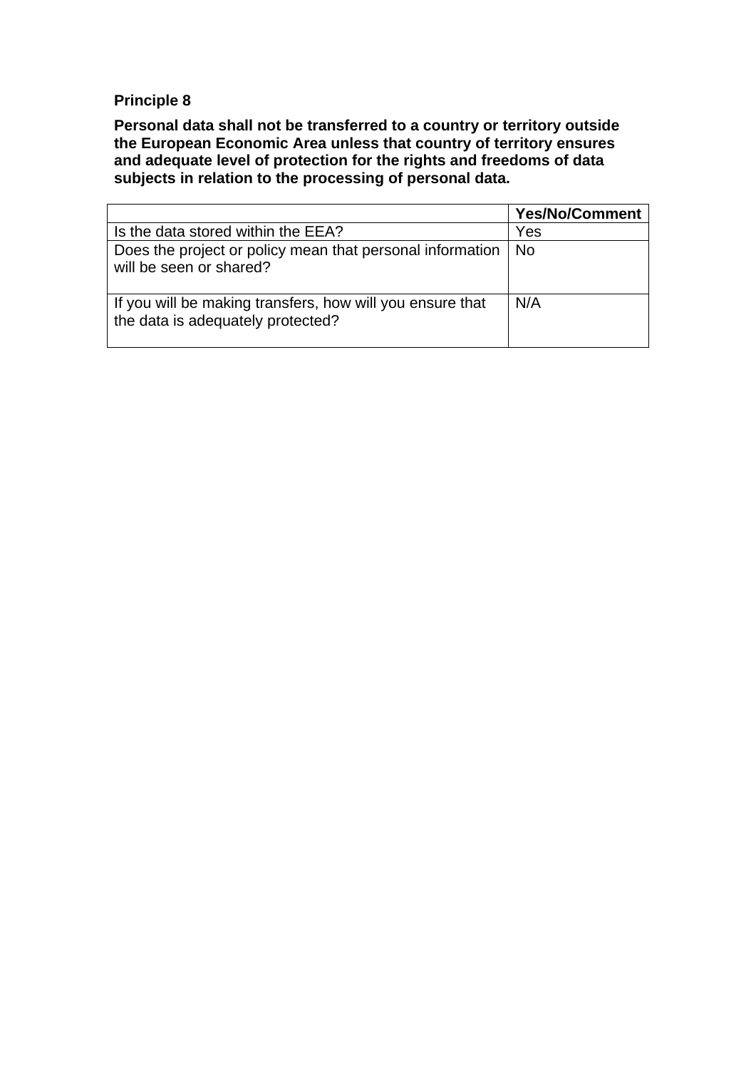**Principle 8**

**Personal data shall not be transferred to a country or territory outside the European Economic Area unless that country of territory ensures and adequate level of protection for the rights and freedoms of data subjects in relation to the processing of personal data.**

| | **Yes/No/Comment** |
|---|---|
| Is the data stored within the EEA? | Yes |
| Does the project or policy mean that personal information will be seen or shared? | No |
| If you will be making transfers, how will you ensure that the data is adequately protected? | N/A |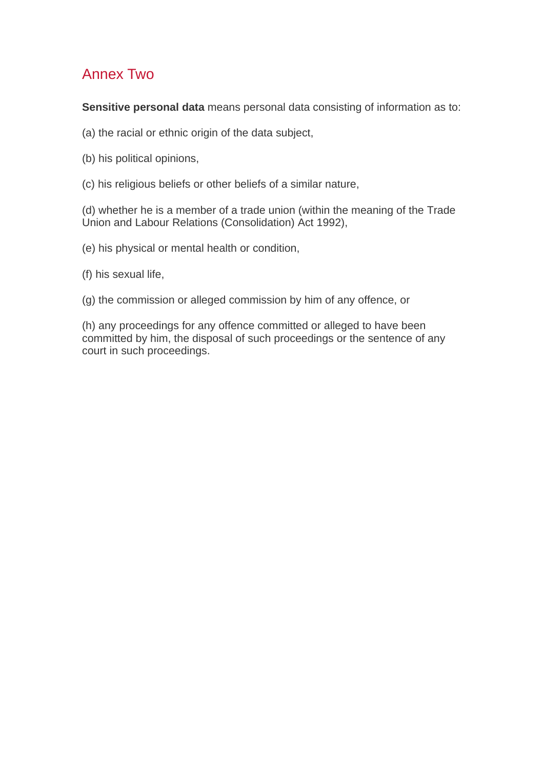## Annex Two

**Sensitive personal data** means personal data consisting of information as to:

(a) the racial or ethnic origin of the data subject,

(b) his political opinions,

(c) his religious beliefs or other beliefs of a similar nature,

(d) whether he is a member of a trade union (within the meaning of the Trade Union and Labour Relations (Consolidation) Act 1992),

(e) his physical or mental health or condition,

(f) his sexual life,

(g) the commission or alleged commission by him of any offence, or

(h) any proceedings for any offence committed or alleged to have been committed by him, the disposal of such proceedings or the sentence of any court in such proceedings.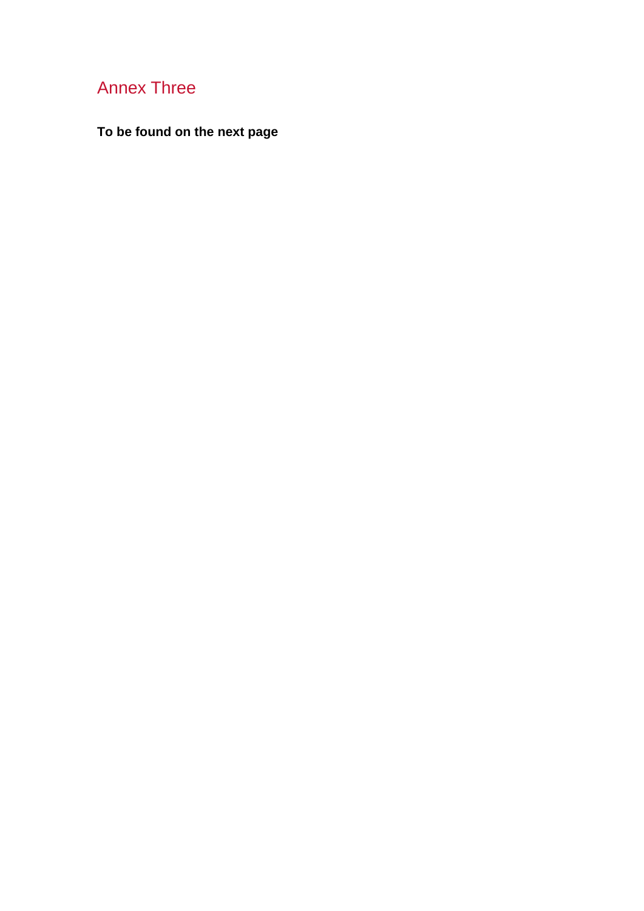# Annex Three

**To be found on the next page**